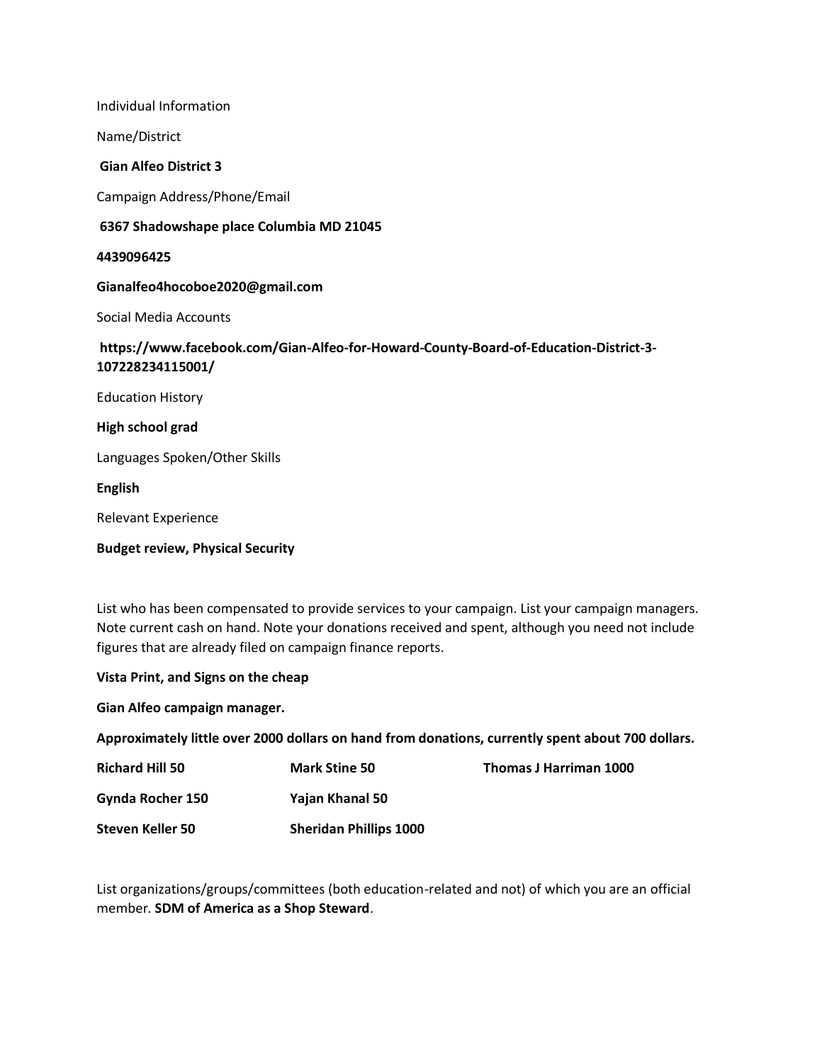Individual Information

Name/District

**Gian Alfeo District 3**

Campaign Address/Phone/Email

**6367 Shadowshape place Columbia MD 21045**

**4439096425**

**Gianalfeo4hocoboe2020@gmail.com**

Social Media Accounts

**https://www.facebook.com/Gian-Alfeo-for-Howard-County-Board-of-Education-District-3-107228234115001/**

Education History

**High school grad**

Languages Spoken/Other Skills

**English**

Relevant Experience

**Budget review, Physical Security**

List who has been compensated to provide services to your campaign. List your campaign managers. Note current cash on hand. Note your donations received and spent, although you need not include figures that are already filed on campaign finance reports.

**Vista Print, and Signs on the cheap**

**Gian Alfeo campaign manager.**

**Approximately little over 2000 dollars on hand from donations, currently spent about 700 dollars.**

| | | |
|---|---|---|
| **Richard Hill 50** | **Mark Stine 50** | **Thomas J Harriman 1000** |
| **Gynda Rocher 150** | **Yajan Khanal 50** | |
| **Steven Keller 50** | **Sheridan Phillips 1000** | |

List organizations/groups/committees (both education-related and not) of which you are an official member. **SDM of America as a Shop Steward**.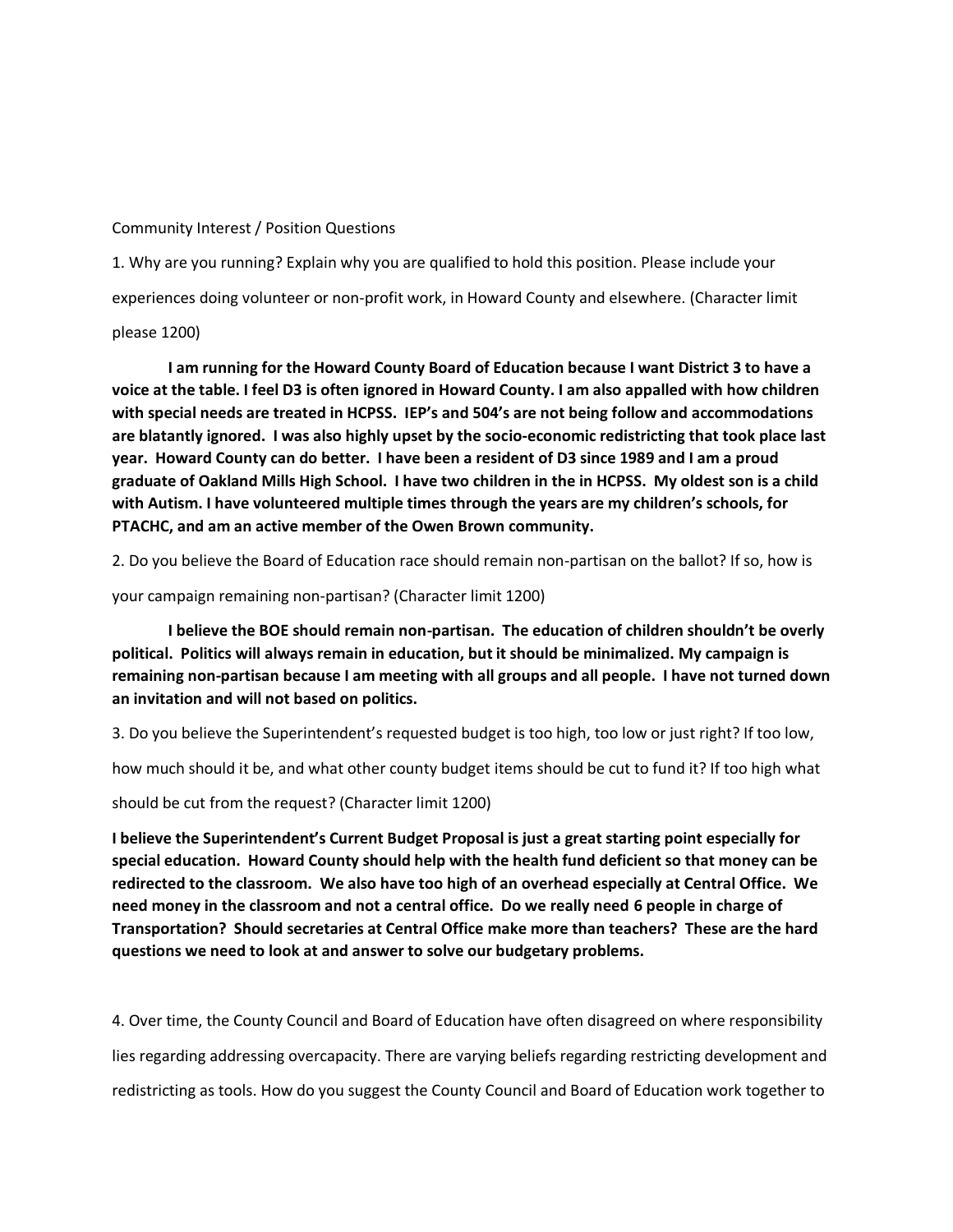Community Interest / Position Questions

1. Why are you running? Explain why you are qualified to hold this position. Please include your experiences doing volunteer or non-profit work, in Howard County and elsewhere. (Character limit please 1200)

**I am running for the Howard County Board of Education because I want District 3 to have a voice at the table. I feel D3 is often ignored in Howard County. I am also appalled with how children with special needs are treated in HCPSS. IEP's and 504's are not being follow and accommodations are blatantly ignored. I was also highly upset by the socio-economic redistricting that took place last year. Howard County can do better. I have been a resident of D3 since 1989 and I am a proud graduate of Oakland Mills High School. I have two children in the in HCPSS. My oldest son is a child with Autism. I have volunteered multiple times through the years are my children's schools, for PTACHC, and am an active member of the Owen Brown community.**

2. Do you believe the Board of Education race should remain non-partisan on the ballot? If so, how is your campaign remaining non-partisan? (Character limit 1200)

**I believe the BOE should remain non-partisan. The education of children shouldn't be overly political. Politics will always remain in education, but it should be minimalized. My campaign is remaining non-partisan because I am meeting with all groups and all people. I have not turned down an invitation and will not based on politics.**

3. Do you believe the Superintendent's requested budget is too high, too low or just right? If too low, how much should it be, and what other county budget items should be cut to fund it? If too high what should be cut from the request? (Character limit 1200)

**I believe the Superintendent's Current Budget Proposal is just a great starting point especially for special education. Howard County should help with the health fund deficient so that money can be redirected to the classroom. We also have too high of an overhead especially at Central Office. We need money in the classroom and not a central office. Do we really need 6 people in charge of Transportation? Should secretaries at Central Office make more than teachers? These are the hard questions we need to look at and answer to solve our budgetary problems.**

4. Over time, the County Council and Board of Education have often disagreed on where responsibility lies regarding addressing overcapacity. There are varying beliefs regarding restricting development and redistricting as tools. How do you suggest the County Council and Board of Education work together to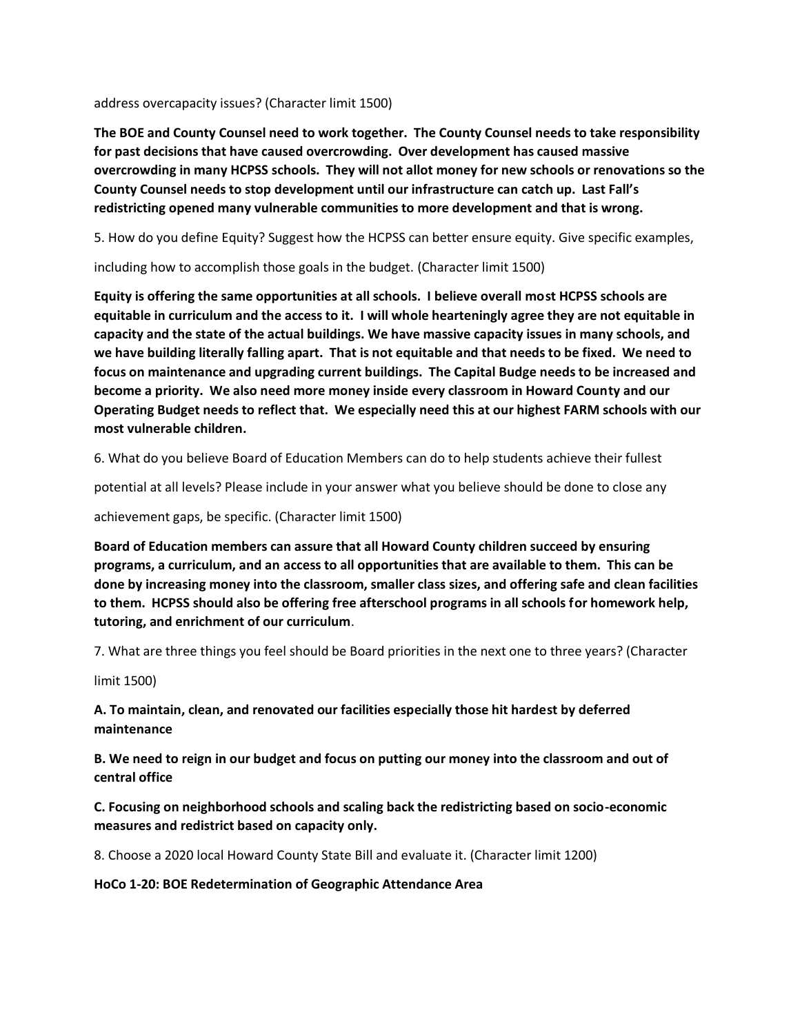address overcapacity issues? (Character limit 1500)

**The BOE and County Counsel need to work together. The County Counsel needs to take responsibility for past decisions that have caused overcrowding. Over development has caused massive overcrowding in many HCPSS schools. They will not allot money for new schools or renovations so the County Counsel needs to stop development until our infrastructure can catch up. Last Fall's redistricting opened many vulnerable communities to more development and that is wrong.**

5. How do you define Equity? Suggest how the HCPSS can better ensure equity. Give specific examples, including how to accomplish those goals in the budget. (Character limit 1500)

**Equity is offering the same opportunities at all schools. I believe overall most HCPSS schools are equitable in curriculum and the access to it. I will whole hearteningly agree they are not equitable in capacity and the state of the actual buildings. We have massive capacity issues in many schools, and we have building literally falling apart. That is not equitable and that needs to be fixed. We need to focus on maintenance and upgrading current buildings. The Capital Budge needs to be increased and become a priority. We also need more money inside every classroom in Howard County and our Operating Budget needs to reflect that. We especially need this at our highest FARM schools with our most vulnerable children.**

6. What do you believe Board of Education Members can do to help students achieve their fullest potential at all levels? Please include in your answer what you believe should be done to close any achievement gaps, be specific. (Character limit 1500)

**Board of Education members can assure that all Howard County children succeed by ensuring programs, a curriculum, and an access to all opportunities that are available to them. This can be done by increasing money into the classroom, smaller class sizes, and offering safe and clean facilities to them. HCPSS should also be offering free afterschool programs in all schools for homework help, tutoring, and enrichment of our curriculum**.

7. What are three things you feel should be Board priorities in the next one to three years? (Character limit 1500)

**A. To maintain, clean, and renovated our facilities especially those hit hardest by deferred maintenance**

**B. We need to reign in our budget and focus on putting our money into the classroom and out of central office**

**C. Focusing on neighborhood schools and scaling back the redistricting based on socio-economic measures and redistrict based on capacity only.**

8. Choose a 2020 local Howard County State Bill and evaluate it. (Character limit 1200)

**HoCo 1-20: BOE Redetermination of Geographic Attendance Area**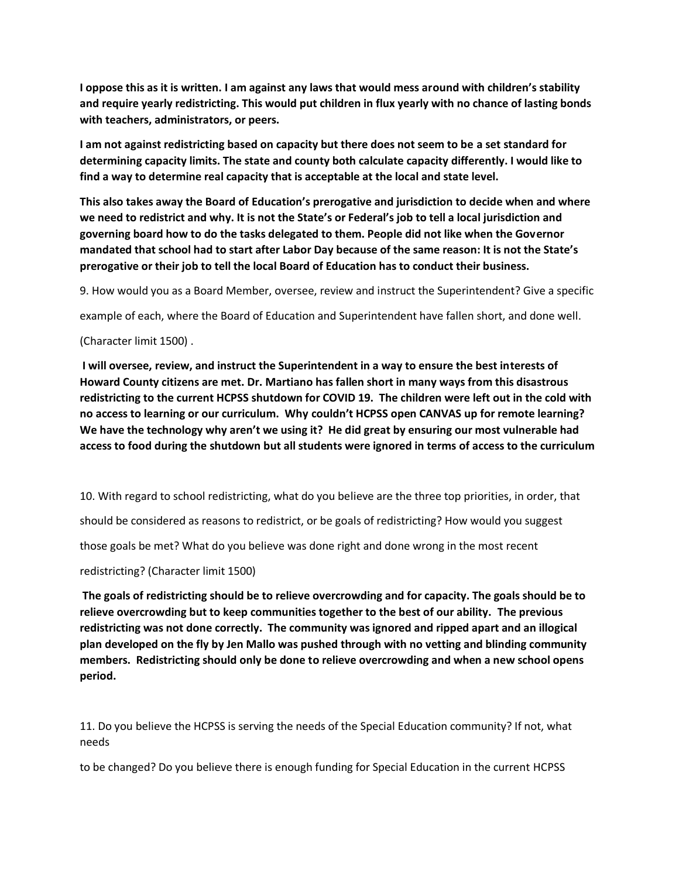**I oppose this as it is written. I am against any laws that would mess around with children's stability and require yearly redistricting. This would put children in flux yearly with no chance of lasting bonds with teachers, administrators, or peers.**

**I am not against redistricting based on capacity but there does not seem to be a set standard for determining capacity limits. The state and county both calculate capacity differently. I would like to find a way to determine real capacity that is acceptable at the local and state level.**

**This also takes away the Board of Education's prerogative and jurisdiction to decide when and where we need to redistrict and why. It is not the State's or Federal's job to tell a local jurisdiction and governing board how to do the tasks delegated to them. People did not like when the Governor mandated that school had to start after Labor Day because of the same reason: It is not the State's prerogative or their job to tell the local Board of Education has to conduct their business.**

9. How would you as a Board Member, oversee, review and instruct the Superintendent? Give a specific example of each, where the Board of Education and Superintendent have fallen short, and done well. (Character limit 1500) .

**I will oversee, review, and instruct the Superintendent in a way to ensure the best interests of Howard County citizens are met. Dr. Martiano has fallen short in many ways from this disastrous redistricting to the current HCPSS shutdown for COVID 19. The children were left out in the cold with no access to learning or our curriculum. Why couldn't HCPSS open CANVAS up for remote learning? We have the technology why aren't we using it? He did great by ensuring our most vulnerable had access to food during the shutdown but all students were ignored in terms of access to the curriculum**

10. With regard to school redistricting, what do you believe are the three top priorities, in order, that should be considered as reasons to redistrict, or be goals of redistricting? How would you suggest those goals be met? What do you believe was done right and done wrong in the most recent redistricting? (Character limit 1500)

**The goals of redistricting should be to relieve overcrowding and for capacity. The goals should be to relieve overcrowding but to keep communities together to the best of our ability. The previous redistricting was not done correctly. The community was ignored and ripped apart and an illogical plan developed on the fly by Jen Mallo was pushed through with no vetting and blinding community members. Redistricting should only be done to relieve overcrowding and when a new school opens period.**

11. Do you believe the HCPSS is serving the needs of the Special Education community? If not, what needs to be changed? Do you believe there is enough funding for Special Education in the current HCPSS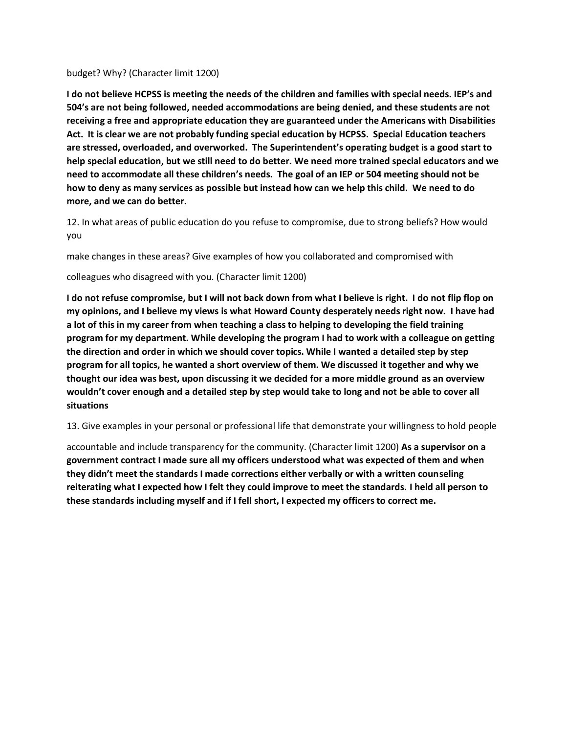budget? Why? (Character limit 1200)

**I do not believe HCPSS is meeting the needs of the children and families with special needs. IEP's and 504's are not being followed, needed accommodations are being denied, and these students are not receiving a free and appropriate education they are guaranteed under the Americans with Disabilities Act. It is clear we are not probably funding special education by HCPSS. Special Education teachers are stressed, overloaded, and overworked. The Superintendent's operating budget is a good start to help special education, but we still need to do better. We need more trained special educators and we need to accommodate all these children's needs. The goal of an IEP or 504 meeting should not be how to deny as many services as possible but instead how can we help this child. We need to do more, and we can do better.**

12. In what areas of public education do you refuse to compromise, due to strong beliefs? How would you make changes in these areas? Give examples of how you collaborated and compromised with colleagues who disagreed with you. (Character limit 1200)

**I do not refuse compromise, but I will not back down from what I believe is right. I do not flip flop on my opinions, and I believe my views is what Howard County desperately needs right now. I have had a lot of this in my career from when teaching a class to helping to developing the field training program for my department. While developing the program I had to work with a colleague on getting the direction and order in which we should cover topics. While I wanted a detailed step by step program for all topics, he wanted a short overview of them. We discussed it together and why we thought our idea was best, upon discussing it we decided for a more middle ground as an overview wouldn't cover enough and a detailed step by step would take to long and not be able to cover all situations**

13. Give examples in your personal or professional life that demonstrate your willingness to hold people accountable and include transparency for the community. (Character limit 1200) **As a supervisor on a government contract I made sure all my officers understood what was expected of them and when they didn't meet the standards I made corrections either verbally or with a written counseling reiterating what I expected how I felt they could improve to meet the standards. I held all person to these standards including myself and if I fell short, I expected my officers to correct me.**